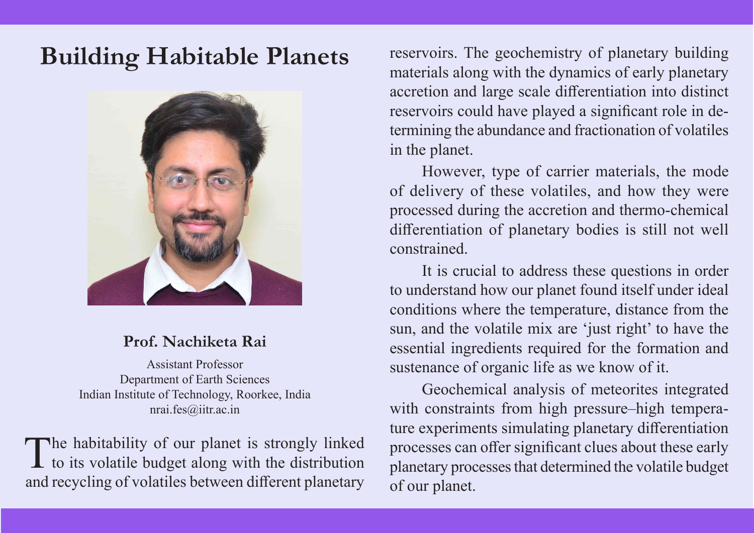# Building Habitable Planets

**Prof. Nachiketa Rai**

Assistant Professor
Department of Earth Sciences
Indian Institute of Technology, Roorkee, India
nrai.fes@iitr.ac.in

The habitability of our planet is strongly linked to its volatile budget along with the distribution and recycling of volatiles between different planetary reservoirs. The geochemistry of planetary building materials along with the dynamics of early planetary accretion and large scale differentiation into distinct reservoirs could have played a significant role in determining the abundance and fractionation of volatiles in the planet.

However, type of carrier materials, the mode of delivery of these volatiles, and how they were processed during the accretion and thermo-chemical differentiation of planetary bodies is still not well constrained.

It is crucial to address these questions in order to understand how our planet found itself under ideal conditions where the temperature, distance from the sun, and the volatile mix are 'just right' to have the essential ingredients required for the formation and sustenance of organic life as we know of it.

Geochemical analysis of meteorites integrated with constraints from high pressure–high temperature experiments simulating planetary differentiation processes can offer significant clues about these early planetary processes that determined the volatile budget of our planet.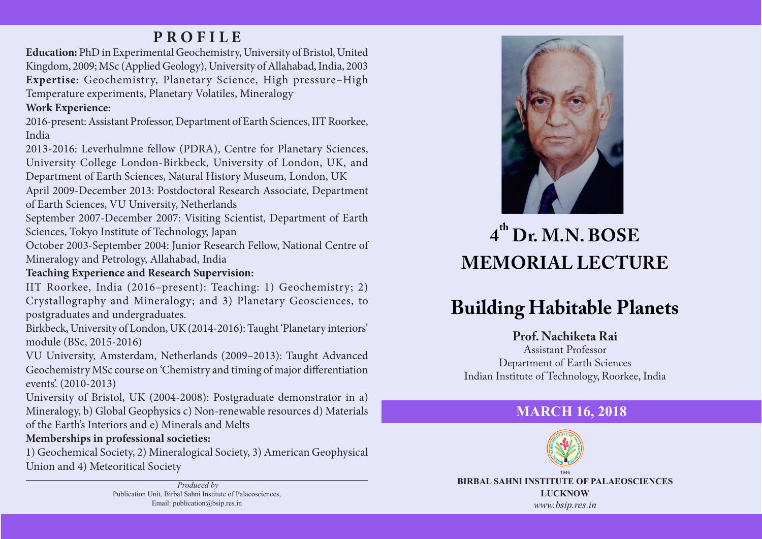# PROFILE

**Education:** PhD in Experimental Geochemistry, University of Bristol, United Kingdom, 2009; MSc (Applied Geology), University of Allahabad, India, 2003

**Expertise:** Geochemistry, Planetary Science, High pressure–High Temperature experiments, Planetary Volatiles, Mineralogy

**Work Experience:**

2016-present: Assistant Professor, Department of Earth Sciences, IIT Roorkee, India

2013-2016: Leverhulmne fellow (PDRA), Centre for Planetary Sciences, University College London-Birkbeck, University of London, UK, and Department of Earth Sciences, Natural History Museum, London, UK

April 2009-December 2013: Postdoctoral Research Associate, Department of Earth Sciences, VU University, Netherlands

September 2007-December 2007: Visiting Scientist, Department of Earth Sciences, Tokyo Institute of Technology, Japan

October 2003-September 2004: Junior Research Fellow, National Centre of Mineralogy and Petrology, Allahabad, India

**Teaching Experience and Research Supervision:**

IIT Roorkee, India (2016–present): Teaching: 1) Geochemistry; 2) Crystallography and Mineralogy; and 3) Planetary Geosciences, to postgraduates and undergraduates.

Birkbeck, University of London, UK (2014-2016): Taught 'Planetary interiors' module (BSc, 2015-2016)

VU University, Amsterdam, Netherlands (2009–2013): Taught Advanced Geochemistry MSc course on 'Chemistry and timing of major differentiation events'. (2010-2013)

University of Bristol, UK (2004-2008): Postgraduate demonstrator in a) Mineralogy, b) Global Geophysics c) Non-renewable resources d) Materials of the Earth's Interiors and e) Minerals and Melts

**Memberships in professional societies:**

1) Geochemical Society, 2) Mineralogical Society, 3) American Geophysical Union and 4) Meteoritical Society

*Produced by*
Publication Unit, Birbal Sahni Institute of Palaeosciences,
Email: publication@bsip.res.in

# 4th Dr. M.N. BOSE MEMORIAL LECTURE

# Building Habitable Planets

**Prof. Nachiketa Rai**
Assistant Professor
Department of Earth Sciences
Indian Institute of Technology, Roorkee, India

**MARCH 16, 2018**

1946
**BIRBAL SAHNI INSTITUTE OF PALAEOSCIENCES**
**LUCKNOW**
*www.bsip.res.in*